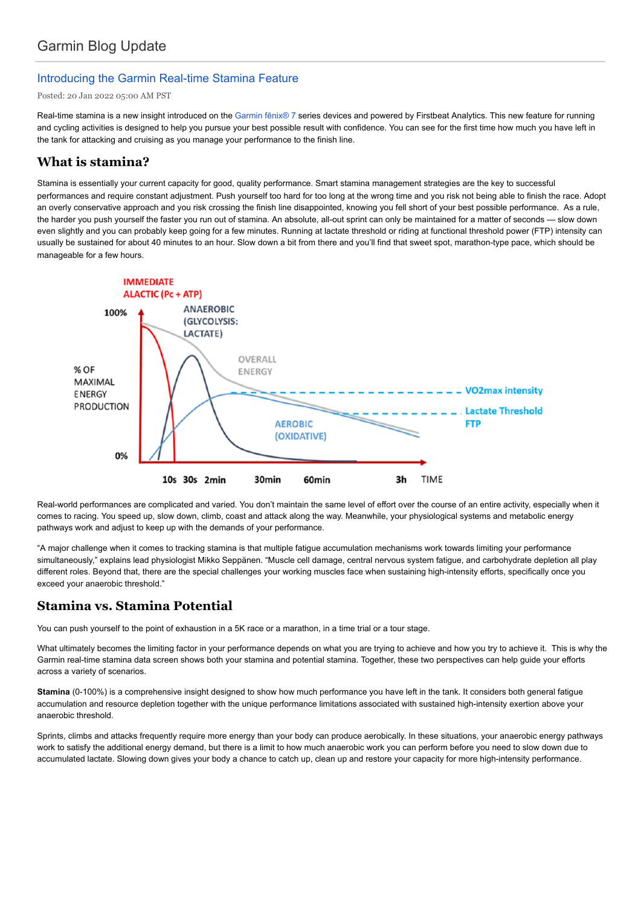Garmin Blog Update

## Introducing the Garmin Real-time Stamina Feature

Posted: 20 Jan 2022 05:00 AM PST

Real-time stamina is a new insight introduced on the Garmin fēnix® 7 series devices and powered by Firstbeat Analytics. This new feature for running and cycling activities is designed to help you pursue your best possible result with confidence. You can see for the first time how much you have left in the tank for attacking and cruising as you manage your performance to the finish line.

## What is stamina?

Stamina is essentially your current capacity for good, quality performance. Smart stamina management strategies are the key to successful performances and require constant adjustment. Push yourself too hard for too long at the wrong time and you risk not being able to finish the race. Adopt an overly conservative approach and you risk crossing the finish line disappointed, knowing you fell short of your best possible performance. As a rule, the harder you push yourself the faster you run out of stamina. An absolute, all-out sprint can only be maintained for a matter of seconds — slow down even slightly and you can probably keep going for a few minutes. Running at lactate threshold or riding at functional threshold power (FTP) intensity can usually be sustained for about 40 minutes to an hour. Slow down a bit from there and you'll find that sweet spot, marathon-type pace, which should be manageable for a few hours.

IMMEDIATE ALACTIC (Pc + ATP)

ANAEROBIC (GLYCOLYSIS: LACTATE)

OVERALL ENERGY

AEROBIC (OXIDATIVE)

VO2max intensity

Lactate Threshold FTP

% OF MAXIMAL ENERGY PRODUCTION

100%

0%

10s 30s 2min 30min 60min 3h TIME

Real-world performances are complicated and varied. You don't maintain the same level of effort over the course of an entire activity, especially when it comes to racing. You speed up, slow down, climb, coast and attack along the way. Meanwhile, your physiological systems and metabolic energy pathways work and adjust to keep up with the demands of your performance.

"A major challenge when it comes to tracking stamina is that multiple fatigue accumulation mechanisms work towards limiting your performance simultaneously," explains lead physiologist Mikko Seppänen. "Muscle cell damage, central nervous system fatigue, and carbohydrate depletion all play different roles. Beyond that, there are the special challenges your working muscles face when sustaining high-intensity efforts, specifically once you exceed your anaerobic threshold."

## Stamina vs. Stamina Potential

You can push yourself to the point of exhaustion in a 5K race or a marathon, in a time trial or a tour stage.

What ultimately becomes the limiting factor in your performance depends on what you are trying to achieve and how you try to achieve it. This is why the Garmin real-time stamina data screen shows both your stamina and potential stamina. Together, these two perspectives can help guide your efforts across a variety of scenarios.

**Stamina** (0-100%) is a comprehensive insight designed to show how much performance you have left in the tank. It considers both general fatigue accumulation and resource depletion together with the unique performance limitations associated with sustained high-intensity exertion above your anaerobic threshold.

Sprints, climbs and attacks frequently require more energy than your body can produce aerobically. In these situations, your anaerobic energy pathways work to satisfy the additional energy demand, but there is a limit to how much anaerobic work you can perform before you need to slow down due to accumulated lactate. Slowing down gives your body a chance to catch up, clean up and restore your capacity for more high-intensity performance.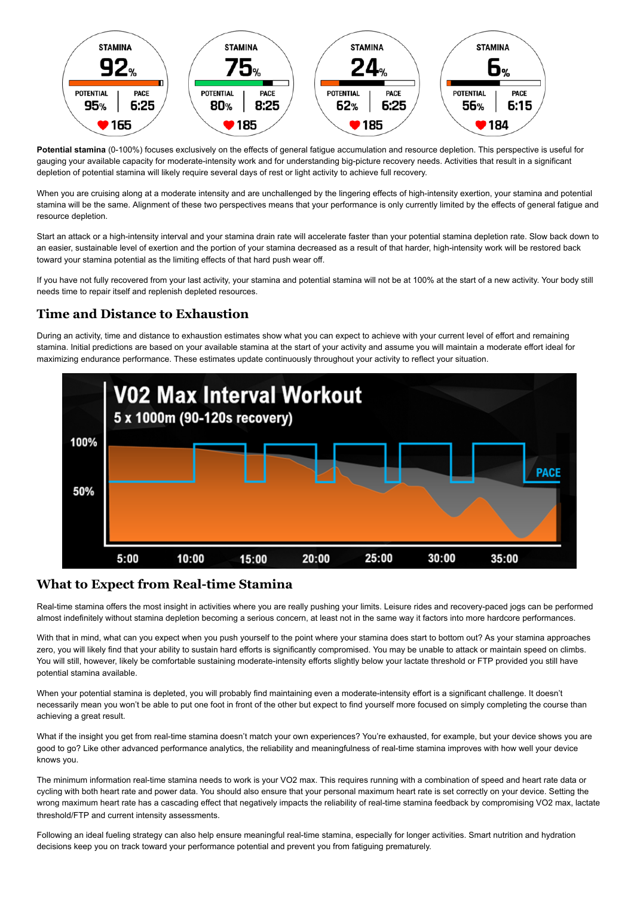**Potential stamina** (0-100%) focuses exclusively on the effects of general fatigue accumulation and resource depletion. This perspective is useful for gauging your available capacity for moderate-intensity work and for understanding big-picture recovery needs. Activities that result in a significant depletion of potential stamina will likely require several days of rest or light activity to achieve full recovery.

When you are cruising along at a moderate intensity and are unchallenged by the lingering effects of high-intensity exertion, your stamina and potential stamina will be the same. Alignment of these two perspectives means that your performance is only currently limited by the effects of general fatigue and resource depletion.

Start an attack or a high-intensity interval and your stamina drain rate will accelerate faster than your potential stamina depletion rate. Slow back down to an easier, sustainable level of exertion and the portion of your stamina decreased as a result of that harder, high-intensity work will be restored back toward your stamina potential as the limiting effects of that hard push wear off.

If you have not fully recovered from your last activity, your stamina and potential stamina will not be at 100% at the start of a new activity. Your body still needs time to repair itself and replenish depleted resources.

## Time and Distance to Exhaustion

During an activity, time and distance to exhaustion estimates show what you can expect to achieve with your current level of effort and remaining stamina. Initial predictions are based on your available stamina at the start of your activity and assume you will maintain a moderate effort ideal for maximizing endurance performance. These estimates update continuously throughout your activity to reflect your situation.

## What to Expect from Real-time Stamina

Real-time stamina offers the most insight in activities where you are really pushing your limits. Leisure rides and recovery-paced jogs can be performed almost indefinitely without stamina depletion becoming a serious concern, at least not in the same way it factors into more hardcore performances.

With that in mind, what can you expect when you push yourself to the point where your stamina does start to bottom out? As your stamina approaches zero, you will likely find that your ability to sustain hard efforts is significantly compromised. You may be unable to attack or maintain speed on climbs. You will still, however, likely be comfortable sustaining moderate-intensity efforts slightly below your lactate threshold or FTP provided you still have potential stamina available.

When your potential stamina is depleted, you will probably find maintaining even a moderate-intensity effort is a significant challenge. It doesn't necessarily mean you won't be able to put one foot in front of the other but expect to find yourself more focused on simply completing the course than achieving a great result.

What if the insight you get from real-time stamina doesn't match your own experiences? You're exhausted, for example, but your device shows you are good to go? Like other advanced performance analytics, the reliability and meaningfulness of real-time stamina improves with how well your device knows you.

The minimum information real-time stamina needs to work is your VO2 max. This requires running with a combination of speed and heart rate data or cycling with both heart rate and power data. You should also ensure that your personal maximum heart rate is set correctly on your device. Setting the wrong maximum heart rate has a cascading effect that negatively impacts the reliability of real-time stamina feedback by compromising VO2 max, lactate threshold/FTP and current intensity assessments.

Following an ideal fueling strategy can also help ensure meaningful real-time stamina, especially for longer activities. Smart nutrition and hydration decisions keep you on track toward your performance potential and prevent you from fatiguing prematurely.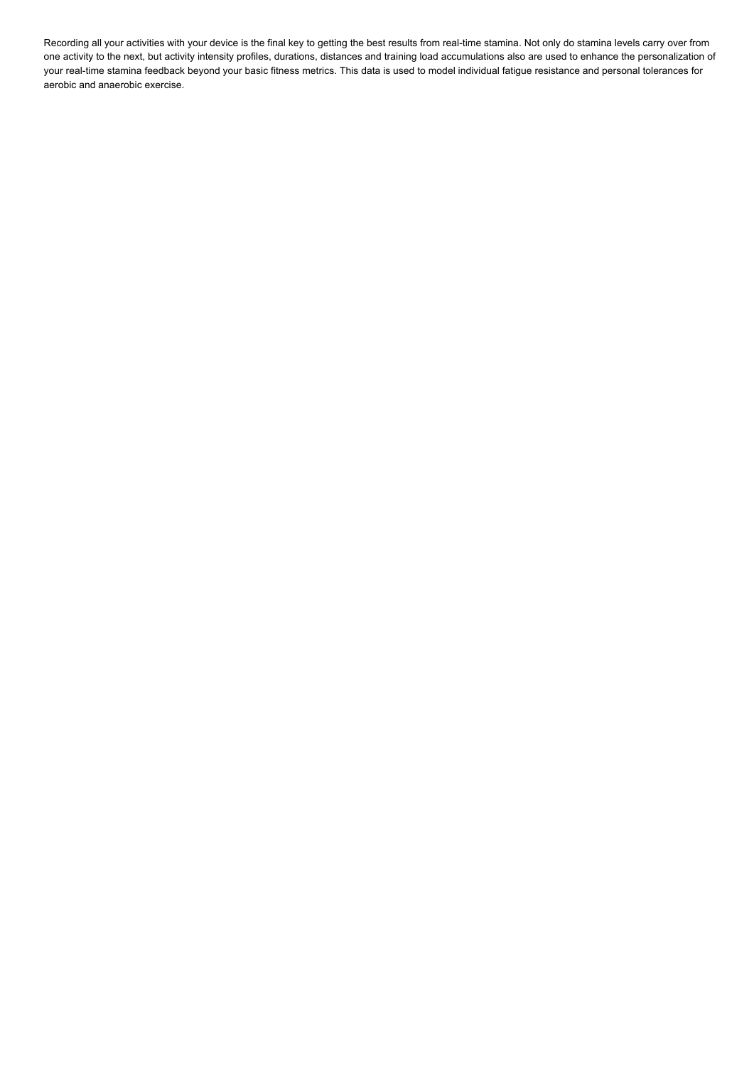Recording all your activities with your device is the final key to getting the best results from real-time stamina. Not only do stamina levels carry over from one activity to the next, but activity intensity profiles, durations, distances and training load accumulations also are used to enhance the personalization of your real-time stamina feedback beyond your basic fitness metrics. This data is used to model individual fatigue resistance and personal tolerances for aerobic and anaerobic exercise.